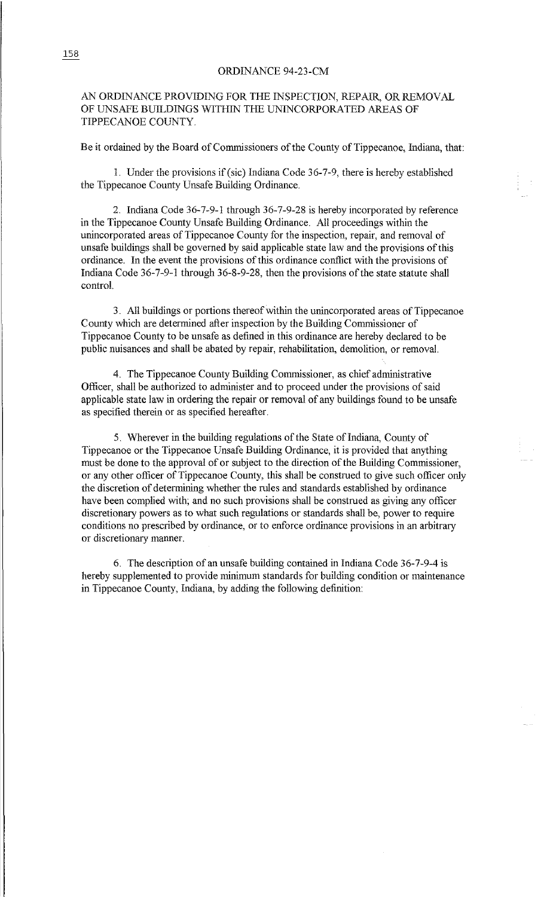ORDINANCE 94-23-CM

AN ORDINANCE PROVIDING FOR THE INSPECTION, REPAIR, OR REMOVAL OF UNSAFE BUILDINGS WITHIN THE UNINCORPORATED AREAS OF TIPPECANOE COUNTY.

Be it ordained by the Board of Commissioners of the County of Tippecanoe, Indiana, that:

1. Under the provisions if (sic) Indiana Code 36-7-9, there is hereby established the Tippecanoe County Unsafe Building Ordinance.

2. Indiana Code 36-7-9-1 through 36-7-9-28 is hereby incorporated by reference in the Tippecanoe County Unsafe Building Ordinance. All proceedings within the unincorporated areas of Tippecanoe County for the inspection, repair, and removal of unsafe buildings shall be governed by said applicable state law and the provisions of this ordinance. In the event the provisions of this ordinance conflict with the provisions of Indiana Code 36-7-9-1 through 36-8-9-28, then the provisions of the state statute shall control.

3. All buildings or portions thereof within the unincorporated areas of Tippecanoe County which are determined after inspection by the Building Commissioner of Tippecanoe County to be unsafe as defined in this ordinance are hereby declared to be public nuisances and shall be abated by repair, rehabilitation, demolition, or removal.

4. The Tippecanoe County Building Commissioner, as chief administrative Officer, shall be authorized to administer and to proceed under the provisions of said applicable state law in ordering the repair or removal of any buildings found to be unsafe as specified therein or as specified hereafter.

5. Wherever in the building regulations of the State of Indiana, County of Tippecanoe or the Tippecanoe Unsafe Building Ordinance, it is provided that anything must be done to the approval of or subject to the direction of the Building Commissioner, or any other officer of Tippecanoe County, this shall be construed to give such officer only the discretion of determining whether the rules and standards established by ordinance have been complied with; and no such provisions shall be construed as giving any officer discretionary powers as to what such regulations or standards shall be, power to require conditions no prescribed by ordinance, or to enforce ordinance provisions in an arbitrary or discretionary manner.

6. The description of an unsafe building contained in Indiana Code 36-7-9-4 is hereby supplemented to provide minimum standards for building condition or maintenance in Tippecanoe County, Indiana, by adding the following definition: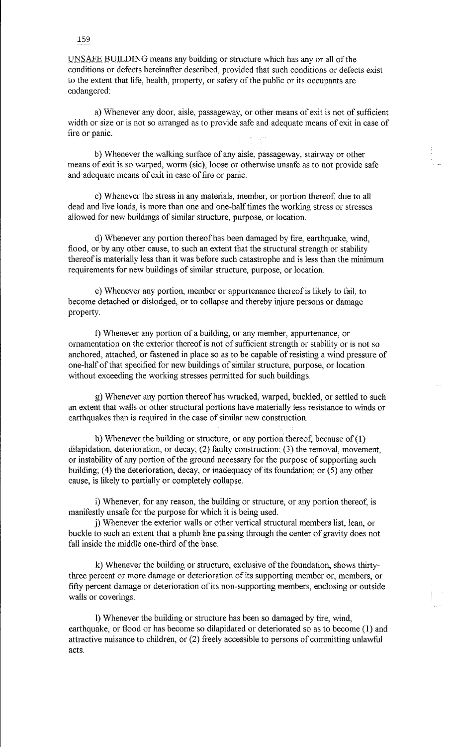UNSAFE BUILDING means any building or structure which has any or all of the conditions or defects hereinafter described, provided that such conditions or defects exist to the extent that life, health, property, or safety of the public or its occupants are endangered:

a) Whenever any door, aisle, passageway, or other means of exit is not of sufficient width or size or is not so arranged as to provide safe and adequate means of exit in case of fire or panic.

b) Whenever the walking surface of any aisle, passageway, stairway or other means of exit is so warped, worm (sic), loose or otherwise unsafe as to not provide safe and adequate means of exit in case of fire or panic.

c) Whenever the stress in any materials, member, or portion thereof, due to all dead and live loads, is more than one and one-half times the working stress or stresses allowed for new buildings of similar structure, purpose, or location.

d) Whenever any portion thereof has been damaged by fire, earthquake, wind, flood, or by any other cause, to such an extent that the structural strength or stability thereof is materially less than it was before such catastrophe and is less than the minimum requirements for new buildings of similar structure, purpose, or location.

e) Whenever any portion, member or appurtenance thereof is likely to fail, to become detached or dislodged, or to collapse and thereby injure persons or damage property.

f) Whenever any portion of a building, or any member, appurtenance, or ornamentation on the exterior thereof is not of sufficient strength or stability or is not so anchored, attached, or fastened in place so as to be capable of resisting a wind pressure of one-half of that specified for new buildings of similar structure, purpose, or location without exceeding the working stresses permitted for such buildings.

g) Whenever any portion thereof has wracked, warped, buckled, or settled to such an extent that walls or other structural portions have materially less resistance to winds or earthquakes than is required in the case of similar new construction.

h) Whenever the building or structure, or any portion thereof, because of (1) dilapidation, deterioration, or decay; (2) faulty construction; (3) the removal, movement, or instability of any portion of the ground necessary for the purpose of supporting such building; (4) the deterioration, decay, or inadequacy of its foundation; or (5) any other cause, is likely to partially or completely collapse.

i) Whenever, for any reason, the building or structure, or any portion thereof, is manifestly unsafe for the purpose for which it is being used.

j) Whenever the exterior walls or other vertical structural members list, lean, or buckle to such an extent that a plumb line passing through the center of gravity does not fall inside the middle one-third of the base.

k) Whenever the building or structure, exclusive of the foundation, shows thirty-three percent or more damage or deterioration of its supporting member or, members, or fifty percent damage or deterioration of its non-supporting members, enclosing or outside walls or coverings.

l) Whenever the building or structure has been so damaged by fire, wind, earthquake, or flood or has become so dilapidated or deteriorated so as to become (1) and attractive nuisance to children, or (2) freely accessible to persons of committing unlawful acts.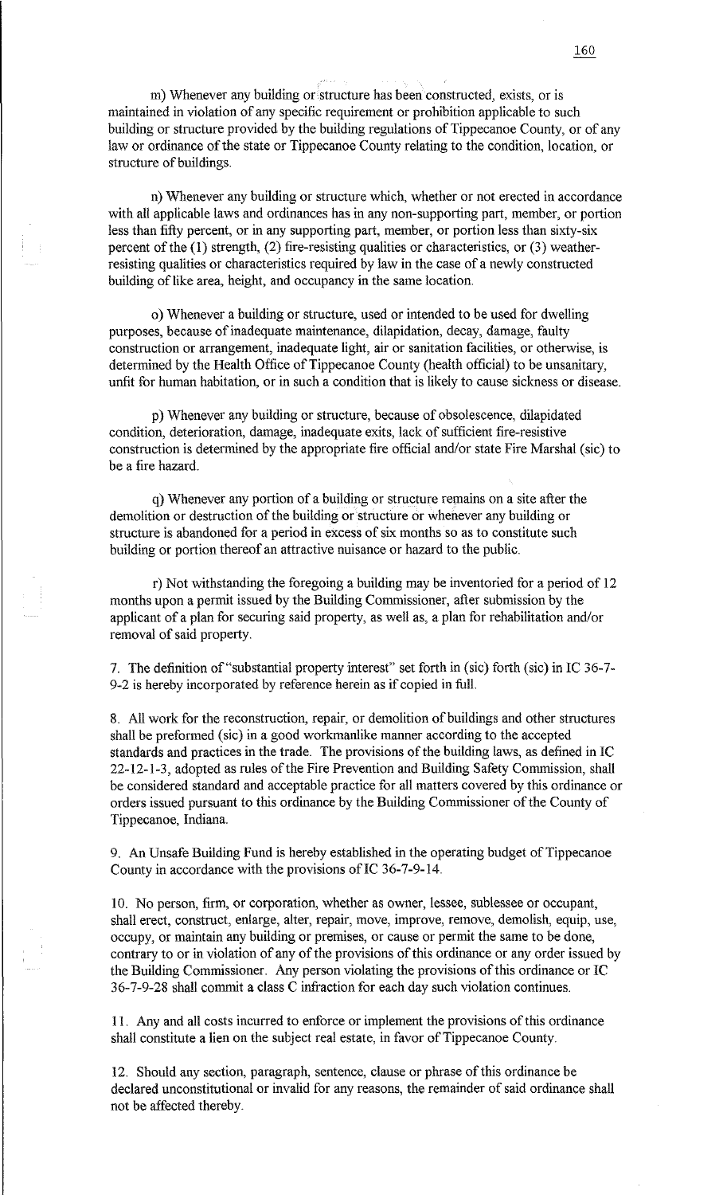m) Whenever any building or structure has been constructed, exists, or is maintained in violation of any specific requirement or prohibition applicable to such building or structure provided by the building regulations of Tippecanoe County, or of any law or ordinance of the state or Tippecanoe County relating to the condition, location, or structure of buildings.

n) Whenever any building or structure which, whether or not erected in accordance with all applicable laws and ordinances has in any non-supporting part, member, or portion less than fifty percent, or in any supporting part, member, or portion less than sixty-six percent of the (1) strength, (2) fire-resisting qualities or characteristics, or (3) weather-resisting qualities or characteristics required by law in the case of a newly constructed building of like area, height, and occupancy in the same location.

o) Whenever a building or structure, used or intended to be used for dwelling purposes, because of inadequate maintenance, dilapidation, decay, damage, faulty construction or arrangement, inadequate light, air or sanitation facilities, or otherwise, is determined by the Health Office of Tippecanoe County (health official) to be unsanitary, unfit for human habitation, or in such a condition that is likely to cause sickness or disease.

p) Whenever any building or structure, because of obsolescence, dilapidated condition, deterioration, damage, inadequate exits, lack of sufficient fire-resistive construction is determined by the appropriate fire official and/or state Fire Marshal (sic) to be a fire hazard.

q) Whenever any portion of a building or structure remains on a site after the demolition or destruction of the building or structure or whenever any building or structure is abandoned for a period in excess of six months so as to constitute such building or portion thereof an attractive nuisance or hazard to the public.

r) Not withstanding the foregoing a building may be inventoried for a period of 12 months upon a permit issued by the Building Commissioner, after submission by the applicant of a plan for securing said property, as well as, a plan for rehabilitation and/or removal of said property.

7. The definition of "substantial property interest" set forth in (sic) forth (sic) in IC 36-7-9-2 is hereby incorporated by reference herein as if copied in full.

8. All work for the reconstruction, repair, or demolition of buildings and other structures shall be preformed (sic) in a good workmanlike manner according to the accepted standards and practices in the trade. The provisions of the building laws, as defined in IC 22-12-1-3, adopted as rules of the Fire Prevention and Building Safety Commission, shall be considered standard and acceptable practice for all matters covered by this ordinance or orders issued pursuant to this ordinance by the Building Commissioner of the County of Tippecanoe, Indiana.

9. An Unsafe Building Fund is hereby established in the operating budget of Tippecanoe County in accordance with the provisions of IC 36-7-9-14.

10. No person, firm, or corporation, whether as owner, lessee, sublessee or occupant, shall erect, construct, enlarge, alter, repair, move, improve, remove, demolish, equip, use, occupy, or maintain any building or premises, or cause or permit the same to be done, contrary to or in violation of any of the provisions of this ordinance or any order issued by the Building Commissioner. Any person violating the provisions of this ordinance or IC 36-7-9-28 shall commit a class C infraction for each day such violation continues.

11. Any and all costs incurred to enforce or implement the provisions of this ordinance shall constitute a lien on the subject real estate, in favor of Tippecanoe County.

12. Should any section, paragraph, sentence, clause or phrase of this ordinance be declared unconstitutional or invalid for any reasons, the remainder of said ordinance shall not be affected thereby.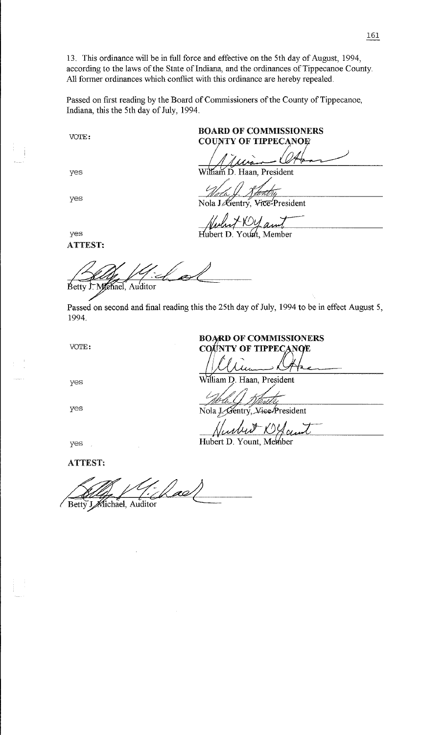13. This ordinance will be in full force and effective on the 5th day of August, 1994, according to the laws of the State of Indiana, and the ordinances of Tippecanoe County. All former ordinances which conflict with this ordinance are hereby repealed.

Passed on first reading by the Board of Commissioners of the County of Tippecanoe, Indiana, this the 5th day of July, 1994.

**BOARD OF COMMISSIONERS**
**COUNTY OF TIPPECANOE**

| VOTE: | |
|---|---|
| yes | William D. Haan, President |
| yes | Nola J. Gentry, Vice-President |
| yes | Hubert D. Yount, Member |

**ATTEST:**

Betty J. Michael, Auditor

Passed on second and final reading this the 25th day of July, 1994 to be in effect August 5, 1994.

**BOARD OF COMMISSIONERS**
**COUNTY OF TIPPECANOE**

| VOTE: | |
|---|---|
| yes | William D. Haan, President |
| yes | Nola J. Gentry, Vice-President |
| yes | Hubert D. Yount, Member |

**ATTEST:**

Betty J. Michael, Auditor